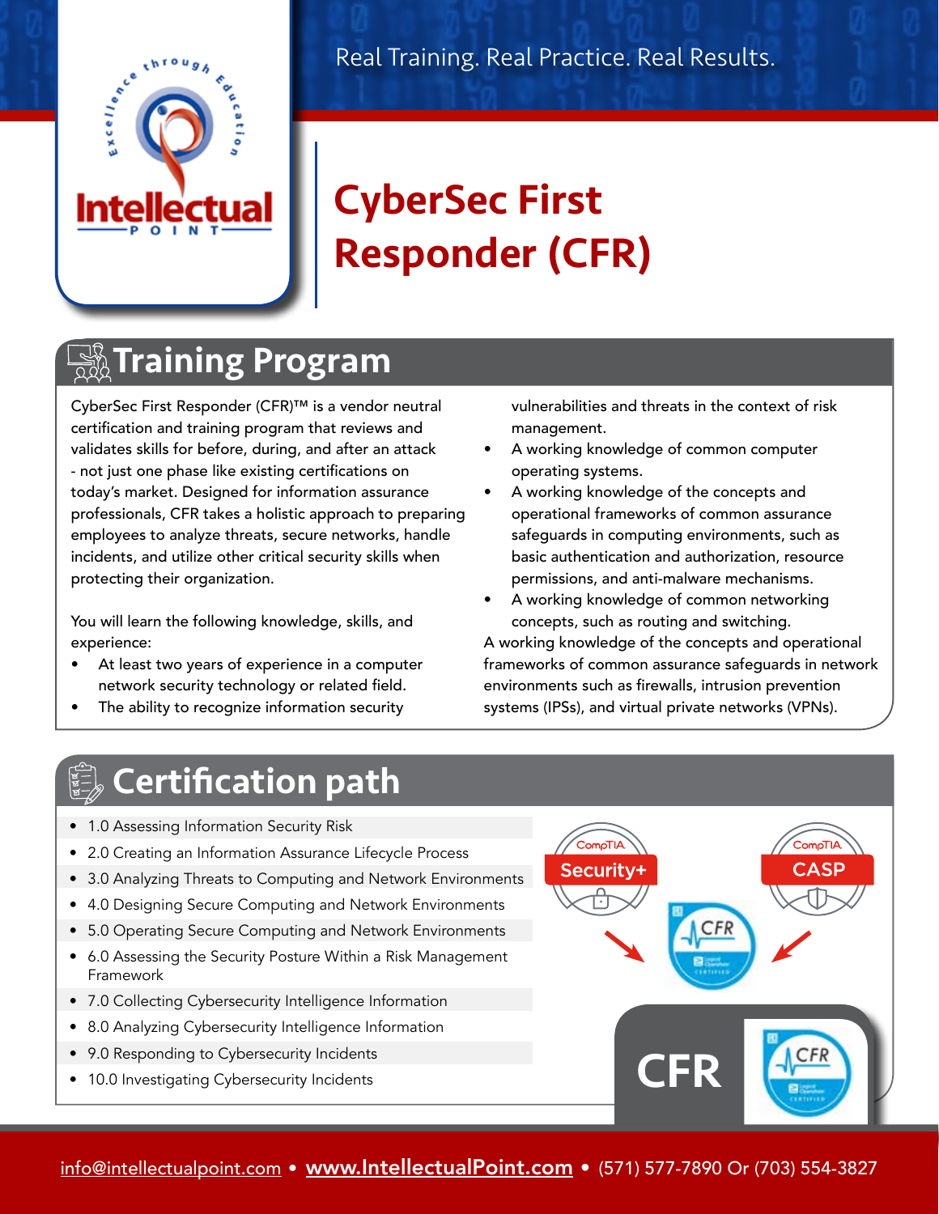Real Training. Real Practice. Real Results.

# CyberSec First Responder (CFR)

## Training Program

CyberSec First Responder (CFR)™ is a vendor neutral certification and training program that reviews and validates skills for before, during, and after an attack - not just one phase like existing certifications on today's market. Designed for information assurance professionals, CFR takes a holistic approach to preparing employees to analyze threats, secure networks, handle incidents, and utilize other critical security skills when protecting their organization.

You will learn the following knowledge, skills, and experience:

- At least two years of experience in a computer network security technology or related field.
- The ability to recognize information security vulnerabilities and threats in the context of risk management.
- A working knowledge of common computer operating systems.
- A working knowledge of the concepts and operational frameworks of common assurance safeguards in computing environments, such as basic authentication and authorization, resource permissions, and anti-malware mechanisms.
- A working knowledge of common networking concepts, such as routing and switching.

A working knowledge of the concepts and operational frameworks of common assurance safeguards in network environments such as firewalls, intrusion prevention systems (IPSs), and virtual private networks (VPNs).

## Certification path

- 1.0 Assessing Information Security Risk
- 2.0 Creating an Information Assurance Lifecycle Process
- 3.0 Analyzing Threats to Computing and Network Environments
- 4.0 Designing Secure Computing and Network Environments
- 5.0 Operating Secure Computing and Network Environments
- 6.0 Assessing the Security Posture Within a Risk Management Framework
- 7.0 Collecting Cybersecurity Intelligence Information
- 8.0 Analyzing Cybersecurity Intelligence Information
- 9.0 Responding to Cybersecurity Incidents
- 10.0 Investigating Cybersecurity Incidents

CompTIA Security+ → CFR ← CompTIA CASP

CFR

info@intellectualpoint.com • www.IntellectualPoint.com • (571) 577-7890 Or (703) 554-3827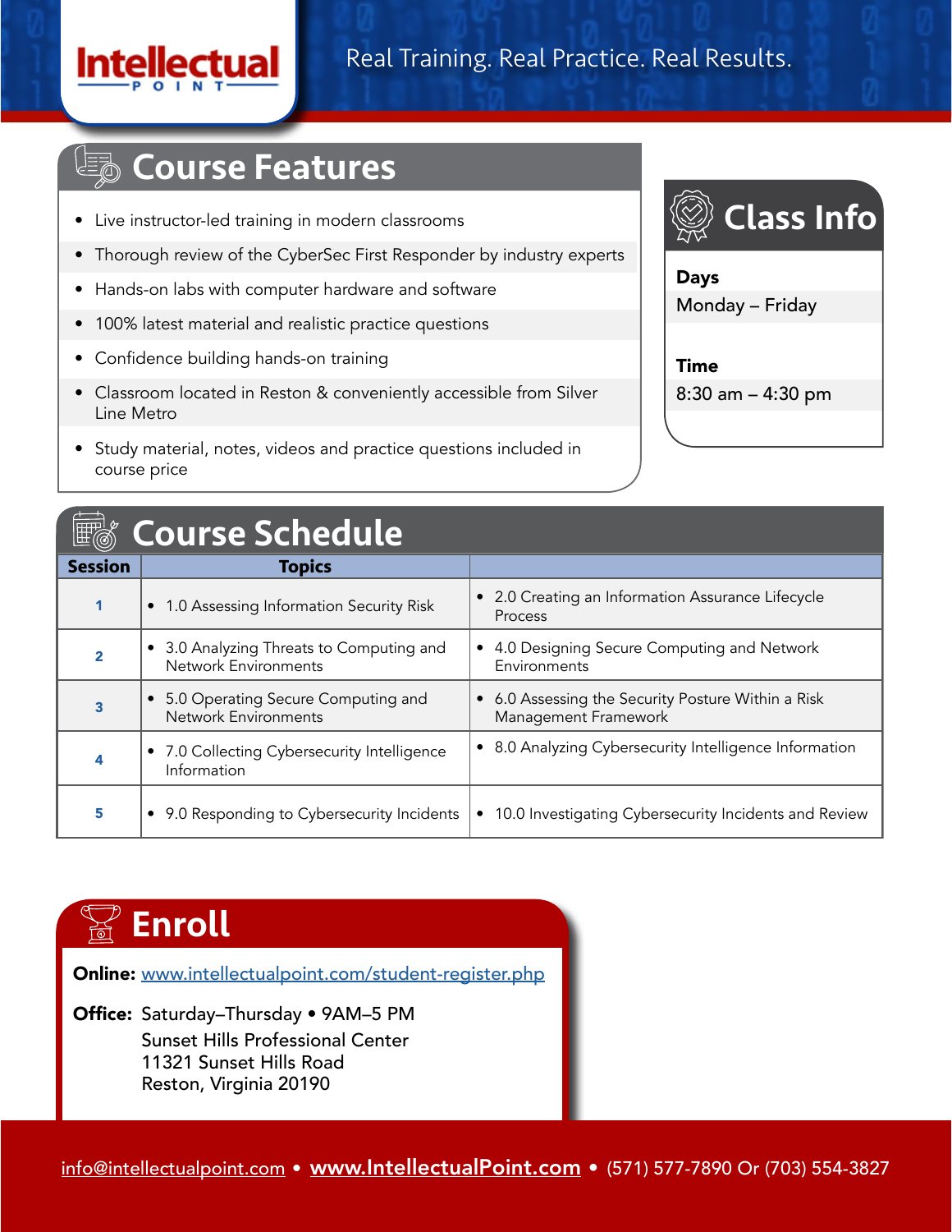Intellectual POINT

Real Training. Real Practice. Real Results.

## Course Features

- Live instructor-led training in modern classrooms
- Thorough review of the CyberSec First Responder by industry experts
- Hands-on labs with computer hardware and software
- 100% latest material and realistic practice questions
- Confidence building hands-on training
- Classroom located in Reston & conveniently accessible from Silver Line Metro
- Study material, notes, videos and practice questions included in course price

## Class Info

**Days**
Monday – Friday

**Time**
8:30 am – 4:30 pm

## Course Schedule

| Session | Topics | |
|---|---|---|
| 1 | • 1.0 Assessing Information Security Risk | • 2.0 Creating an Information Assurance Lifecycle Process |
| 2 | • 3.0 Analyzing Threats to Computing and Network Environments | • 4.0 Designing Secure Computing and Network Environments |
| 3 | • 5.0 Operating Secure Computing and Network Environments | • 6.0 Assessing the Security Posture Within a Risk Management Framework |
| 4 | • 7.0 Collecting Cybersecurity Intelligence Information | • 8.0 Analyzing Cybersecurity Intelligence Information |
| 5 | • 9.0 Responding to Cybersecurity Incidents | • 10.0 Investigating Cybersecurity Incidents and Review |

## Enroll

**Online:** www.intellectualpoint.com/student-register.php

**Office:** Saturday–Thursday • 9AM–5 PM
Sunset Hills Professional Center
11321 Sunset Hills Road
Reston, Virginia 20190

info@intellectualpoint.com • **www.IntellectualPoint.com** • (571) 577-7890 Or (703) 554-3827